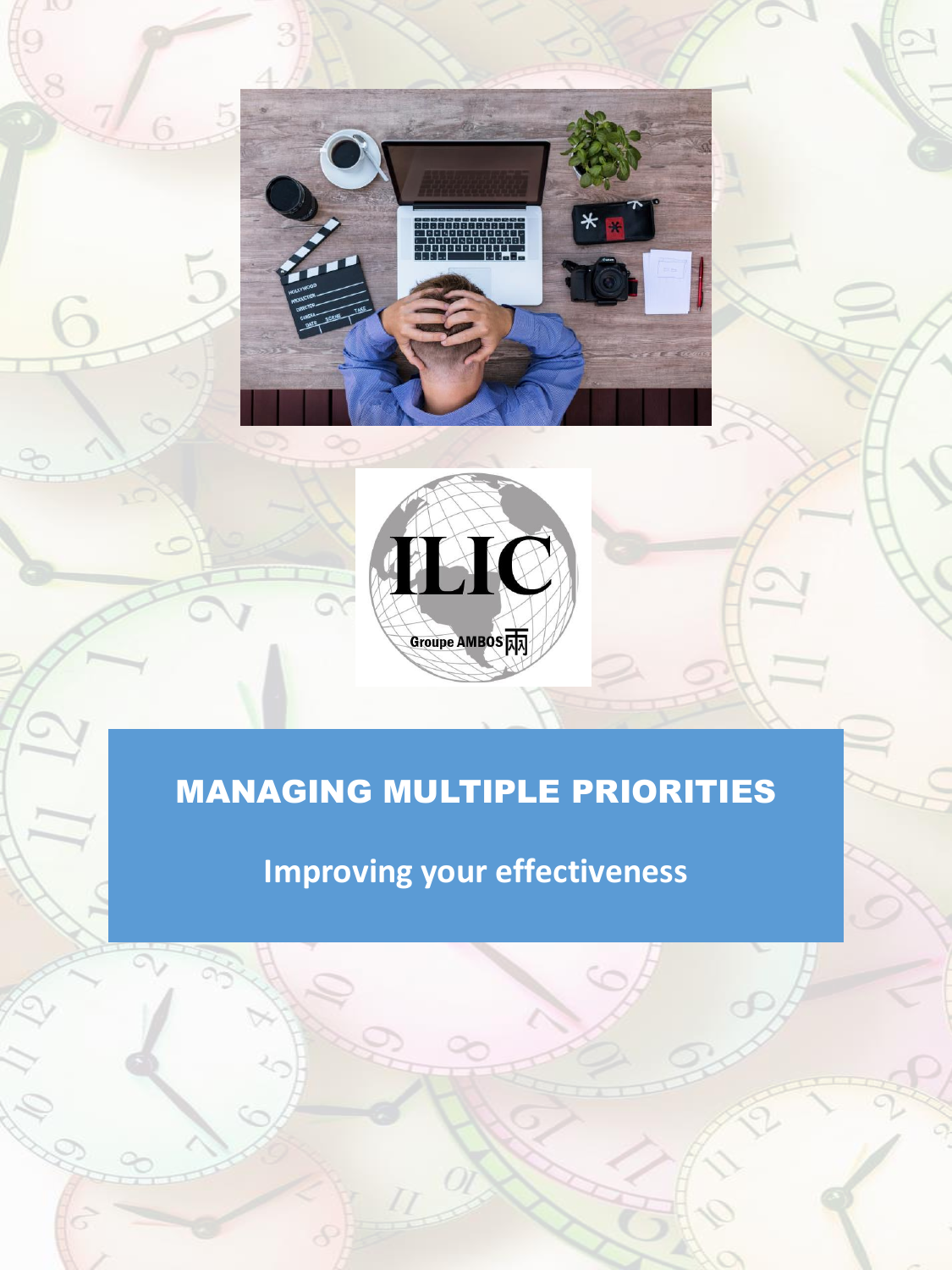# MANAGING MULTIPLE PRIORITIES

## Improving your effectiveness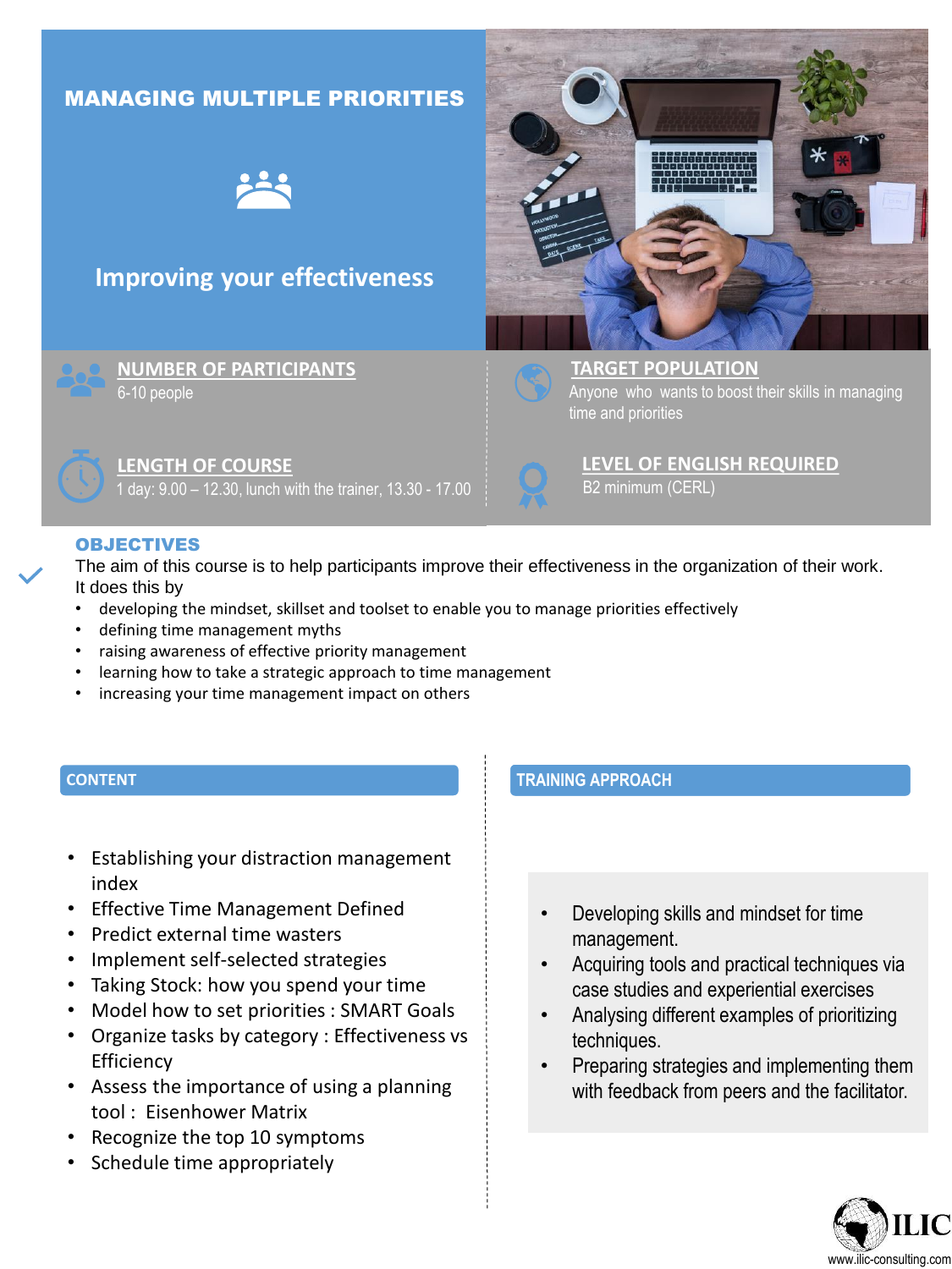# MANAGING MULTIPLE PRIORITIES

## Improving your effectiveness

**NUMBER OF PARTICIPANTS**
6-10 people

**TARGET POPULATION**
Anyone who wants to boost their skills in managing time and priorities

**LENGTH OF COURSE**
1 day: 9.00 – 12.30, lunch with the trainer, 13.30 - 17.00

**LEVEL OF ENGLISH REQUIRED**
B2 minimum (CERL)

## OBJECTIVES

The aim of this course is to help participants improve their effectiveness in the organization of their work. It does this by

- developing the mindset, skillset and toolset to enable you to manage priorities effectively
- defining time management myths
- raising awareness of effective priority management
- learning how to take a strategic approach to time management
- increasing your time management impact on others

## CONTENT

- Establishing your distraction management index
- Effective Time Management Defined
- Predict external time wasters
- Implement self-selected strategies
- Taking Stock: how you spend your time
- Model how to set priorities : SMART Goals
- Organize tasks by category : Effectiveness vs Efficiency
- Assess the importance of using a planning tool : Eisenhower Matrix
- Recognize the top 10 symptoms
- Schedule time appropriately

## TRAINING APPROACH

- Developing skills and mindset for time management.
- Acquiring tools and practical techniques via case studies and experiential exercises
- Analysing different examples of prioritizing techniques.
- Preparing strategies and implementing them with feedback from peers and the facilitator.

ILIC
www.ilic-consulting.com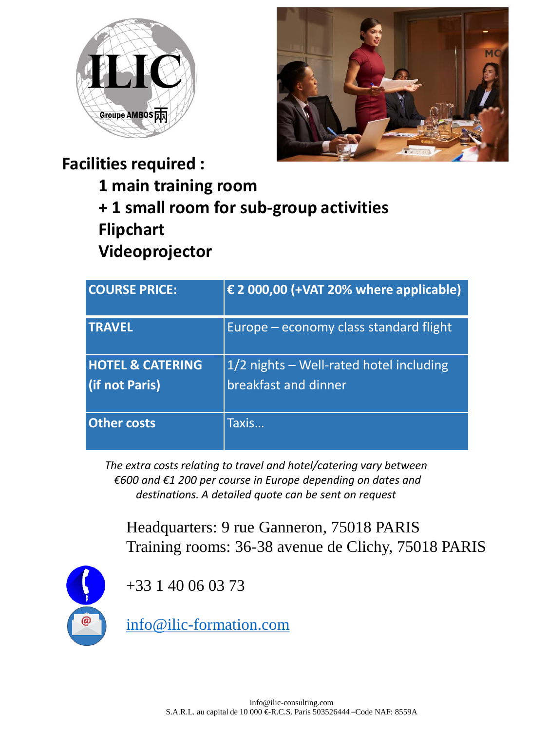**Facilities required :**

- **1 main training room**
- **+ 1 small room for sub-group activities**
- **Flipchart**
- **Videoprojector**

| | |
|---|---|
| **COURSE PRICE:** | **€ 2 000,00 (+VAT 20% where applicable)** |
| **TRAVEL** | Europe – economy class standard flight |
| **HOTEL & CATERING (if not Paris)** | 1/2 nights – Well-rated hotel including breakfast and dinner |
| **Other costs** | Taxis… |

*The extra costs relating to travel and hotel/catering vary between €600 and €1 200 per course in Europe depending on dates and destinations. A detailed quote can be sent on request*

Headquarters: 9 rue Ganneron, 75018 PARIS
Training rooms: 36-38 avenue de Clichy, 75018 PARIS

+33 1 40 06 03 73

info@ilic-formation.com

info@ilic-consulting.com
S.A.R.L. au capital de 10 000 €-R.C.S. Paris 503526444 –Code NAF: 8559A